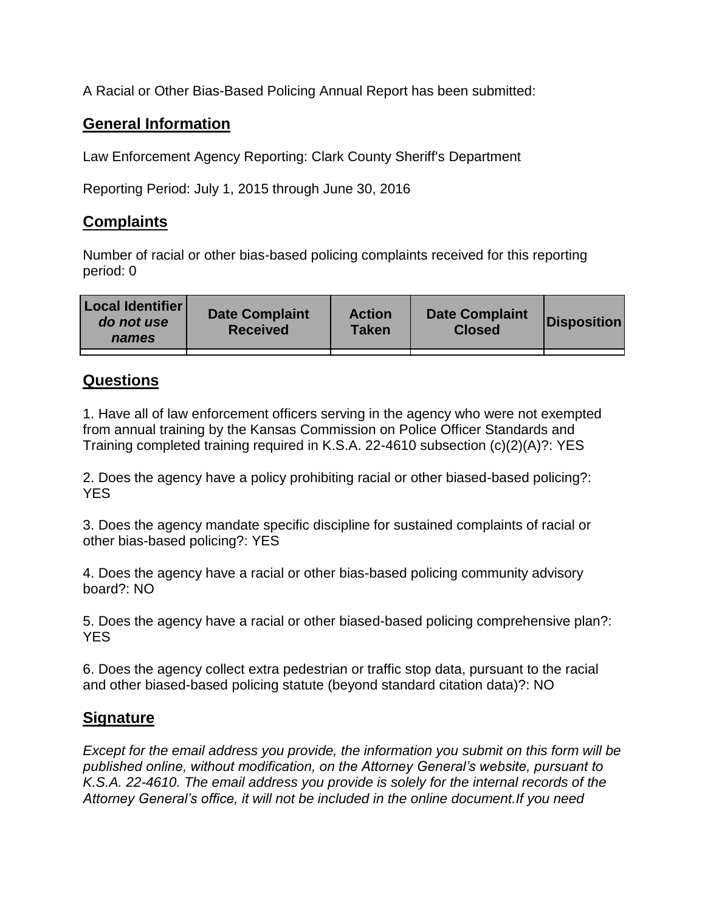A Racial or Other Bias-Based Policing Annual Report has been submitted:

## General Information

Law Enforcement Agency Reporting: Clark County Sheriff's Department

Reporting Period: July 1, 2015 through June 30, 2016

## Complaints

Number of racial or other bias-based policing complaints received for this reporting period: 0

| Local Identifier *do not use names* | Date Complaint Received | Action Taken | Date Complaint Closed | Disposition |
|---|---|---|---|---|
| | | | | |

## Questions

1. Have all of law enforcement officers serving in the agency who were not exempted from annual training by the Kansas Commission on Police Officer Standards and Training completed training required in K.S.A. 22-4610 subsection (c)(2)(A)?: YES

2. Does the agency have a policy prohibiting racial or other biased-based policing?: YES

3. Does the agency mandate specific discipline for sustained complaints of racial or other bias-based policing?: YES

4. Does the agency have a racial or other bias-based policing community advisory board?: NO

5. Does the agency have a racial or other biased-based policing comprehensive plan?: YES

6. Does the agency collect extra pedestrian or traffic stop data, pursuant to the racial and other biased-based policing statute (beyond standard citation data)?: NO

## Signature

*Except for the email address you provide, the information you submit on this form will be published online, without modification, on the Attorney General's website, pursuant to K.S.A. 22-4610. The email address you provide is solely for the internal records of the Attorney General's office, it will not be included in the online document.If you need*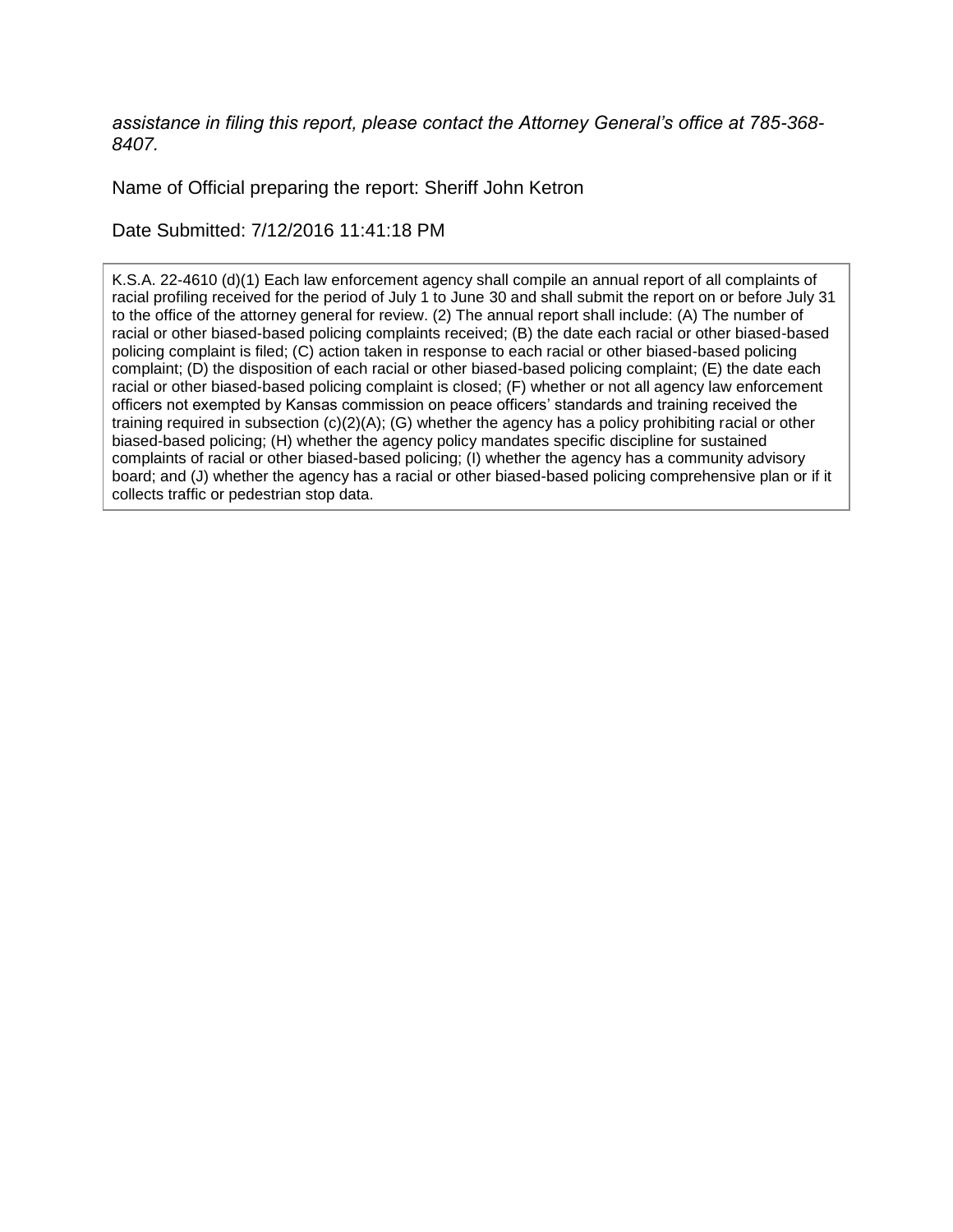*assistance in filing this report, please contact the Attorney General's office at 785-368-8407.*

Name of Official preparing the report: Sheriff John Ketron

Date Submitted: 7/12/2016 11:41:18 PM

K.S.A. 22-4610 (d)(1) Each law enforcement agency shall compile an annual report of all complaints of racial profiling received for the period of July 1 to June 30 and shall submit the report on or before July 31 to the office of the attorney general for review. (2) The annual report shall include: (A) The number of racial or other biased-based policing complaints received; (B) the date each racial or other biased-based policing complaint is filed; (C) action taken in response to each racial or other biased-based policing complaint; (D) the disposition of each racial or other biased-based policing complaint; (E) the date each racial or other biased-based policing complaint is closed; (F) whether or not all agency law enforcement officers not exempted by Kansas commission on peace officers' standards and training received the training required in subsection (c)(2)(A); (G) whether the agency has a policy prohibiting racial or other biased-based policing; (H) whether the agency policy mandates specific discipline for sustained complaints of racial or other biased-based policing; (I) whether the agency has a community advisory board; and (J) whether the agency has a racial or other biased-based policing comprehensive plan or if it collects traffic or pedestrian stop data.